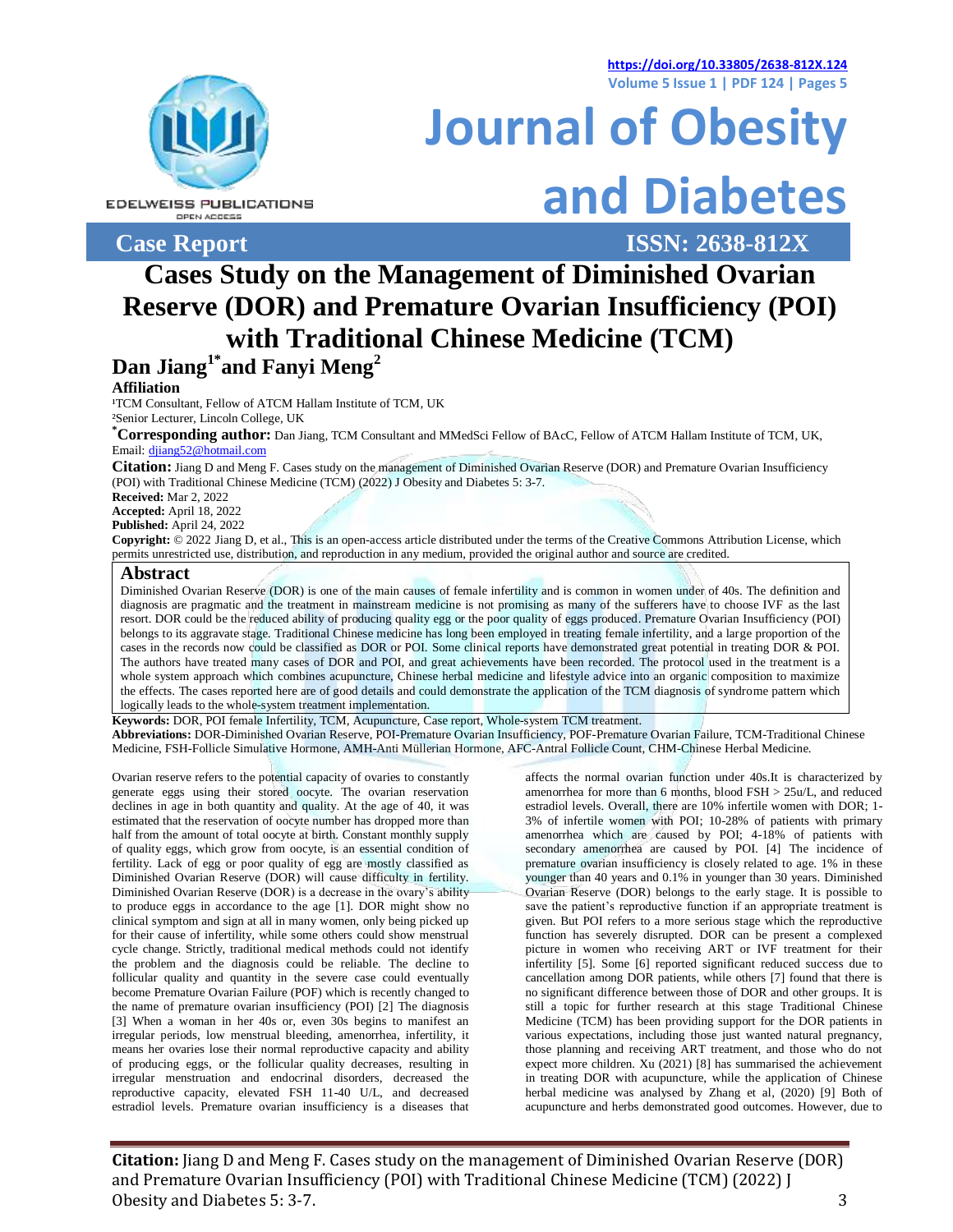Case Report

ISSN: 2638-812X

# Cases Study on the Management of Diminished Ovarian Reserve (DOR) and Premature Ovarian Insufficiency (POI) with Traditional Chinese Medicine (TCM)

## Dan Jiang[1*] and Fanyi Meng[2]

**Affiliation**

[1]TCM Consultant, Fellow of ATCM Hallam Institute of TCM, UK

[2]Senior Lecturer, Lincoln College, UK

**[*]Corresponding author:** Dan Jiang, TCM Consultant and MMedSci Fellow of BAcC, Fellow of ATCM Hallam Institute of TCM, UK, Email: djiang52@hotmail.com

**Citation:** Jiang D and Meng F. Cases study on the management of Diminished Ovarian Reserve (DOR) and Premature Ovarian Insufficiency (POI) with Traditional Chinese Medicine (TCM) (2022) J Obesity and Diabetes 5: 3-7.

**Received:** Mar 2, 2022

**Accepted:** April 18, 2022

**Published:** April 24, 2022

**Copyright:** © 2022 Jiang D, et al., This is an open-access article distributed under the terms of the Creative Commons Attribution License, which permits unrestricted use, distribution, and reproduction in any medium, provided the original author and source are credited.

## Abstract

Diminished Ovarian Reserve (DOR) is one of the main causes of female infertility and is common in women under of 40s. The definition and diagnosis are pragmatic and the treatment in mainstream medicine is not promising as many of the sufferers have to choose IVF as the last resort. DOR could be the reduced ability of producing quality egg or the poor quality of eggs produced. Premature Ovarian Insufficiency (POI) belongs to its aggravate stage. Traditional Chinese medicine has long been employed in treating female infertility, and a large proportion of the cases in the records now could be classified as DOR or POI. Some clinical reports have demonstrated great potential in treating DOR & POI. The authors have treated many cases of DOR and POI, and great achievements have been recorded. The protocol used in the treatment is a whole system approach which combines acupuncture, Chinese herbal medicine and lifestyle advice into an organic composition to maximize the effects. The cases reported here are of good details and could demonstrate the application of the TCM diagnosis of syndrome pattern which logically leads to the whole-system treatment implementation.

**Keywords:** DOR, POI female Infertility, TCM, Acupuncture, Case report, Whole-system TCM treatment.

**Abbreviations:** DOR-Diminished Ovarian Reserve, POI-Premature Ovarian Insufficiency, POF-Premature Ovarian Failure, TCM-Traditional Chinese Medicine, FSH-Follicle Simulative Hormone, AMH-Anti Müllerian Hormone, AFC-Antral Follicle Count, CHM-Chinese Herbal Medicine.

Ovarian reserve refers to the potential capacity of ovaries to constantly generate eggs using their stored oocyte. The ovarian reservation declines in age in both quantity and quality. At the age of 40, it was estimated that the reservation of oocyte number has dropped more than half from the amount of total oocyte at birth. Constant monthly supply of quality eggs, which grow from oocyte, is an essential condition of fertility. Lack of egg or poor quality of egg are mostly classified as Diminished Ovarian Reserve (DOR) will cause difficulty in fertility. Diminished Ovarian Reserve (DOR) is a decrease in the ovary's ability to produce eggs in accordance to the age [1]. DOR might show no clinical symptom and sign at all in many women, only being picked up for their cause of infertility, while some others could show menstrual cycle change. Strictly, traditional medical methods could not identify the problem and the diagnosis could be reliable. The decline to follicular quality and quantity in the severe case could eventually become Premature Ovarian Failure (POF) which is recently changed to the name of premature ovarian insufficiency (POI) [2] The diagnosis [3] When a woman in her 40s or, even 30s begins to manifest an irregular periods, low menstrual bleeding, amenorrhea, infertility, it means her ovaries lose their normal reproductive capacity and ability of producing eggs, or the follicular quality decreases, resulting in irregular menstruation and endocrinal disorders, decreased the reproductive capacity, elevated FSH 11-40 U/L, and decreased estradiol levels. Premature ovarian insufficiency is a diseases that affects the normal ovarian function under 40s.It is characterized by amenorrhea for more than 6 months, blood FSH > 25u/L, and reduced estradiol levels. Overall, there are 10% infertile women with DOR; 1-3% of infertile women with POI; 10-28% of patients with primary amenorrhea which are caused by POI; 4-18% of patients with secondary amenorrhea are caused by POI. [4] The incidence of premature ovarian insufficiency is closely related to age. 1% in these younger than 40 years and 0.1% in younger than 30 years. Diminished Ovarian Reserve (DOR) belongs to the early stage. It is possible to save the patient's reproductive function if an appropriate treatment is given. But POI refers to a more serious stage which the reproductive function has severely disrupted. DOR can be present a complexed picture in women who receiving ART or IVF treatment for their infertility [5]. Some [6] reported significant reduced success due to cancellation among DOR patients, while others [7] found that there is no significant difference between those of DOR and other groups. It is still a topic for further research at this stage Traditional Chinese Medicine (TCM) has been providing support for the DOR patients in various expectations, including those just wanted natural pregnancy, those planning and receiving ART treatment, and those who do not expect more children. Xu (2021) [8] has summarised the achievement in treating DOR with acupuncture, while the application of Chinese herbal medicine was analysed by Zhang et al, (2020) [9] Both of acupuncture and herbs demonstrated good outcomes. However, due to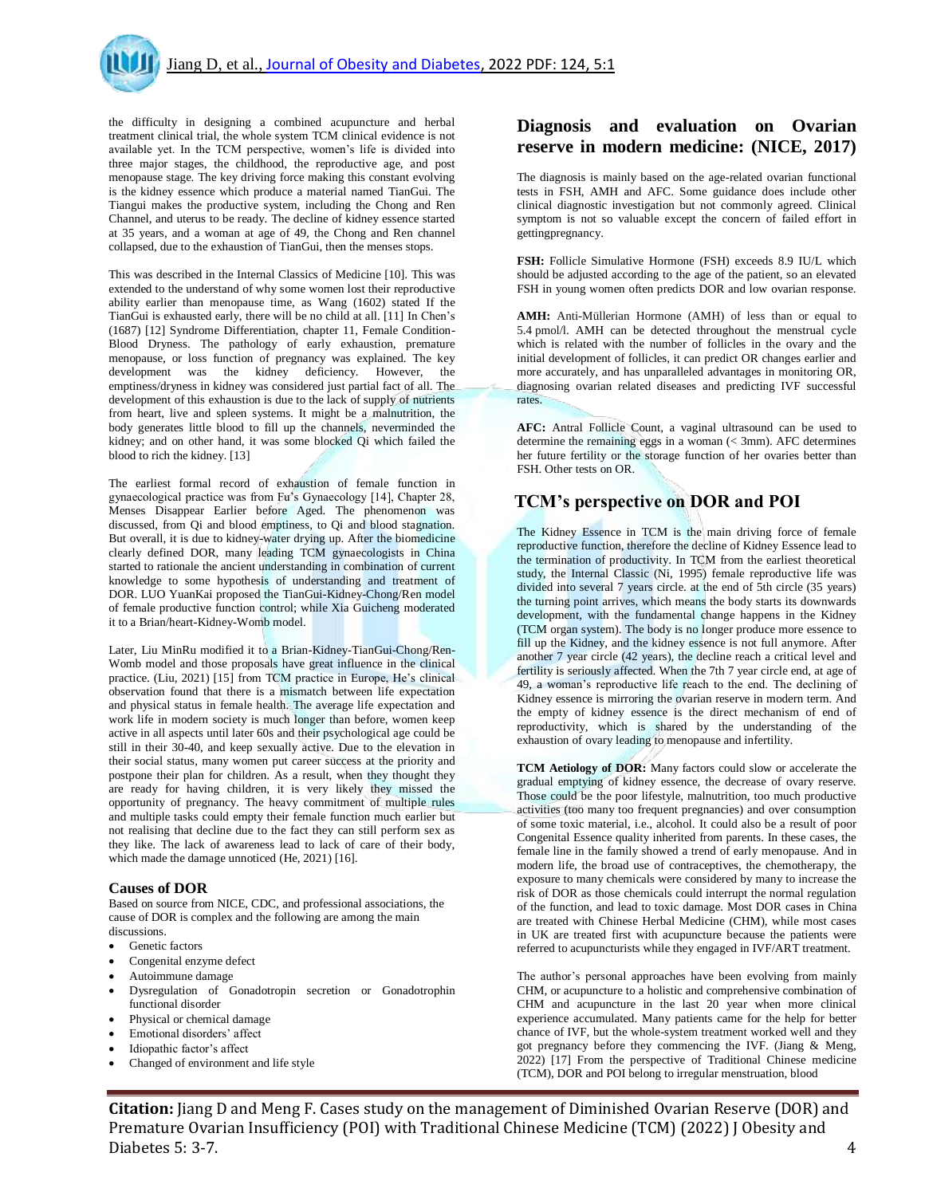the difficulty in designing a combined acupuncture and herbal treatment clinical trial, the whole system TCM clinical evidence is not available yet. In the TCM perspective, women's life is divided into three major stages, the childhood, the reproductive age, and post menopause stage. The key driving force making this constant evolving is the kidney essence which produce a material named TianGui. The Tiangui makes the productive system, including the Chong and Ren Channel, and uterus to be ready. The decline of kidney essence started at 35 years, and a woman at age of 49, the Chong and Ren channel collapsed, due to the exhaustion of TianGui, then the menses stops.

This was described in the Internal Classics of Medicine [10]. This was extended to the understand of why some women lost their reproductive ability earlier than menopause time, as Wang (1602) stated If the TianGui is exhausted early, there will be no child at all. [11] In Chen's (1687) [12] Syndrome Differentiation, chapter 11, Female Condition- Blood Dryness. The pathology of early exhaustion, premature menopause, or loss function of pregnancy was explained. The key development was the kidney deficiency. However, the emptiness/dryness in kidney was considered just partial fact of all. The development of this exhaustion is due to the lack of supply of nutrients from heart, live and spleen systems. It might be a malnutrition, the body generates little blood to fill up the channels, neverminded the kidney; and on other hand, it was some blocked Qi which failed the blood to rich the kidney. [13]

The earliest formal record of exhaustion of female function in gynaecological practice was from Fu's Gynaecology [14], Chapter 28, Menses Disappear Earlier before Aged. The phenomenon was discussed, from Qi and blood emptiness, to Qi and blood stagnation. But overall, it is due to kidney-water drying up. After the biomedicine clearly defined DOR, many leading TCM gynaecologists in China started to rationale the ancient understanding in combination of current knowledge to some hypothesis of understanding and treatment of DOR. LUO YuanKai proposed the TianGui-Kidney-Chong/Ren model of female productive function control; while Xia Guicheng moderated it to a Brian/heart-Kidney-Womb model.

Later, Liu MinRu modified it to a Brian-Kidney-TianGui-Chong/Ren-Womb model and those proposals have great influence in the clinical practice. (Liu, 2021) [15] from TCM practice in Europe, He's clinical observation found that there is a mismatch between life expectation and physical status in female health. The average life expectation and work life in modern society is much longer than before, women keep active in all aspects until later 60s and their psychological age could be still in their 30-40, and keep sexually active. Due to the elevation in their social status, many women put career success at the priority and postpone their plan for children. As a result, when they thought they are ready for having children, it is very likely they missed the opportunity of pregnancy. The heavy commitment of multiple rules and multiple tasks could empty their female function much earlier but not realising that decline due to the fact they can still perform sex as they like. The lack of awareness lead to lack of care of their body, which made the damage unnoticed (He, 2021) [16].

## Causes of DOR

Based on source from NICE, CDC, and professional associations, the cause of DOR is complex and the following are among the main discussions.

- Genetic factors
- Congenital enzyme defect
- Autoimmune damage
- Dysregulation of Gonadotropin secretion or Gonadotrophin functional disorder
- Physical or chemical damage
- Emotional disorders' affect
- Idiopathic factor's affect
- Changed of environment and life style

## Diagnosis and evaluation on Ovarian reserve in modern medicine: (NICE, 2017)

The diagnosis is mainly based on the age-related ovarian functional tests in FSH, AMH and AFC. Some guidance does include other clinical diagnostic investigation but not commonly agreed. Clinical symptom is not so valuable except the concern of failed effort in gettingpregnancy.

**FSH:** Follicle Simulative Hormone (FSH) exceeds 8.9 IU/L which should be adjusted according to the age of the patient, so an elevated FSH in young women often predicts DOR and low ovarian response.

**AMH:** Anti-Müllerian Hormone (AMH) of less than or equal to 5.4 pmol/l. AMH can be detected throughout the menstrual cycle which is related with the number of follicles in the ovary and the initial development of follicles, it can predict OR changes earlier and more accurately, and has unparalleled advantages in monitoring OR, diagnosing ovarian related diseases and predicting IVF successful rates.

**AFC:** Antral Follicle Count, a vaginal ultrasound can be used to determine the remaining eggs in a woman (< 3mm). AFC determines her future fertility or the storage function of her ovaries better than FSH. Other tests on OR.

## TCM's perspective on DOR and POI

The Kidney Essence in TCM is the main driving force of female reproductive function, therefore the decline of Kidney Essence lead to the termination of productivity. In TCM from the earliest theoretical study, the Internal Classic (Ni, 1995) female reproductive life was divided into several 7 years circle. at the end of 5th circle (35 years) the turning point arrives, which means the body starts its downwards development, with the fundamental change happens in the Kidney (TCM organ system). The body is no longer produce more essence to fill up the Kidney, and the kidney essence is not full anymore. After another 7 year circle (42 years), the decline reach a critical level and fertility is seriously affected. When the 7th 7 year circle end, at age of 49, a woman's reproductive life reach to the end. The declining of Kidney essence is mirroring the ovarian reserve in modern term. And the empty of kidney essence is the direct mechanism of end of reproductivity, which is shared by the understanding of the exhaustion of ovary leading to menopause and infertility.

**TCM Aetiology of DOR:** Many factors could slow or accelerate the gradual emptying of kidney essence, the decrease of ovary reserve. Those could be the poor lifestyle, malnutrition, too much productive activities (too many too frequent pregnancies) and over consumption of some toxic material, i.e., alcohol. It could also be a result of poor Congenital Essence quality inherited from parents. In these cases, the female line in the family showed a trend of early menopause. And in modern life, the broad use of contraceptives, the chemotherapy, the exposure to many chemicals were considered by many to increase the risk of DOR as those chemicals could interrupt the normal regulation of the function, and lead to toxic damage. Most DOR cases in China are treated with Chinese Herbal Medicine (CHM), while most cases in UK are treated first with acupuncture because the patients were referred to acupuncturists while they engaged in IVF/ART treatment.

The author's personal approaches have been evolving from mainly CHM, or acupuncture to a holistic and comprehensive combination of CHM and acupuncture in the last 20 year when more clinical experience accumulated. Many patients came for the help for better chance of IVF, but the whole-system treatment worked well and they got pregnancy before they commencing the IVF. (Jiang & Meng, 2022) [17] From the perspective of Traditional Chinese medicine (TCM), DOR and POI belong to irregular menstruation, blood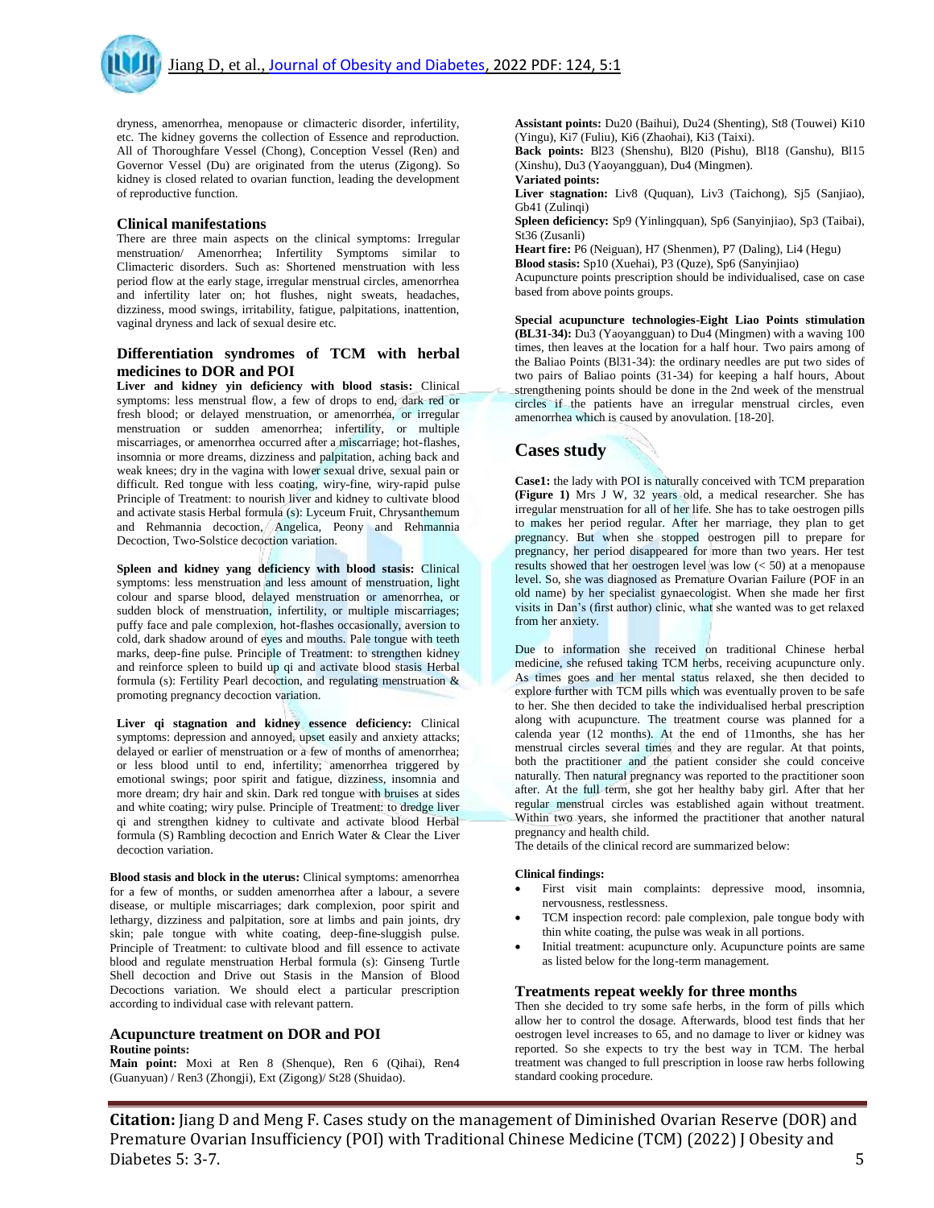dryness, amenorrhea, menopause or climacteric disorder, infertility, etc. The kidney governs the collection of Essence and reproduction. All of Thoroughfare Vessel (Chong), Conception Vessel (Ren) and Governor Vessel (Du) are originated from the uterus (Zigong). So kidney is closed related to ovarian function, leading the development of reproductive function.

## Clinical manifestations

There are three main aspects on the clinical symptoms: Irregular menstruation/ Amenorrhea; Infertility Symptoms similar to Climacteric disorders. Such as: Shortened menstruation with less period flow at the early stage, irregular menstrual circles, amenorrhea and infertility later on; hot flushes, night sweats, headaches, dizziness, mood swings, irritability, fatigue, palpitations, inattention, vaginal dryness and lack of sexual desire etc.

## Differentiation syndromes of TCM with herbal medicines to DOR and POI

**Liver and kidney yin deficiency with blood stasis:** Clinical symptoms: less menstrual flow, a few of drops to end, dark red or fresh blood; or delayed menstruation, or amenorrhea, or irregular menstruation or sudden amenorrhea; infertility, or multiple miscarriages, or amenorrhea occurred after a miscarriage; hot-flashes, insomnia or more dreams, dizziness and palpitation, aching back and weak knees; dry in the vagina with lower sexual drive, sexual pain or difficult. Red tongue with less coating, wiry-fine, wiry-rapid pulse Principle of Treatment: to nourish liver and kidney to cultivate blood and activate stasis Herbal formula (s): Lyceum Fruit, Chrysanthemum and Rehmannia decoction, Angelica, Peony and Rehmannia Decoction, Two-Solstice decoction variation.

**Spleen and kidney yang deficiency with blood stasis:** Clinical symptoms: less menstruation and less amount of menstruation, light colour and sparse blood, delayed menstruation or amenorrhea, or sudden block of menstruation, infertility, or multiple miscarriages; puffy face and pale complexion, hot-flashes occasionally, aversion to cold, dark shadow around of eyes and mouths. Pale tongue with teeth marks, deep-fine pulse. Principle of Treatment: to strengthen kidney and reinforce spleen to build up qi and activate blood stasis Herbal formula (s): Fertility Pearl decoction, and regulating menstruation & promoting pregnancy decoction variation.

**Liver qi stagnation and kidney essence deficiency:** Clinical symptoms: depression and annoyed, upset easily and anxiety attacks; delayed or earlier of menstruation or a few of months of amenorrhea; or less blood until to end, infertility; amenorrhea triggered by emotional swings; poor spirit and fatigue, dizziness, insomnia and more dream; dry hair and skin. Dark red tongue with bruises at sides and white coating; wiry pulse. Principle of Treatment: to dredge liver qi and strengthen kidney to cultivate and activate blood Herbal formula (S) Rambling decoction and Enrich Water & Clear the Liver decoction variation.

**Blood stasis and block in the uterus:** Clinical symptoms: amenorrhea for a few of months, or sudden amenorrhea after a labour, a severe disease, or multiple miscarriages; dark complexion, poor spirit and lethargy, dizziness and palpitation, sore at limbs and pain joints, dry skin; pale tongue with white coating, deep-fine-sluggish pulse. Principle of Treatment: to cultivate blood and fill essence to activate blood and regulate menstruation Herbal formula (s): Ginseng Turtle Shell decoction and Drive out Stasis in the Mansion of Blood Decoctions variation. We should elect a particular prescription according to individual case with relevant pattern.

## Acupuncture treatment on DOR and POI

**Routine points:**

**Main point:** Moxi at Ren 8 (Shenque), Ren 6 (Qihai), Ren4 (Guanyuan) / Ren3 (Zhongji), Ext (Zigong)/ St28 (Shuidao).

**Assistant points:** Du20 (Baihui), Du24 (Shenting), St8 (Touwei) Ki10 (Yingu), Ki7 (Fuliu), Ki6 (Zhaohai), Ki3 (Taixi).

**Back points:** Bl23 (Shenshu), Bl20 (Pishu), Bl18 (Ganshu), Bl15 (Xinshu), Du3 (Yaoyangguan), Du4 (Mingmen).

**Variated points:**

**Liver stagnation:** Liv8 (Ququan), Liv3 (Taichong), Sj5 (Sanjiao), Gb41 (Zulinqi)

**Spleen deficiency:** Sp9 (Yinlingquan), Sp6 (Sanyinjiao), Sp3 (Taibai), St36 (Zusanli)

**Heart fire:** P6 (Neiguan), H7 (Shenmen), P7 (Daling), Li4 (Hegu)

**Blood stasis:** Sp10 (Xuehai), P3 (Quze), Sp6 (Sanyinjiao)

Acupuncture points prescription should be individualised, case on case based from above points groups.

**Special acupuncture technologies-Eight Liao Points stimulation (BL31-34):** Du3 (Yaoyangguan) to Du4 (Mingmen) with a waving 100 times, then leaves at the location for a half hour. Two pairs among of the Baliao Points (Bl31-34): the ordinary needles are put two sides of two pairs of Baliao points (31-34) for keeping a half hours, About strengthening points should be done in the 2nd week of the menstrual circles if the patients have an irregular menstrual circles, even amenorrhea which is caused by anovulation. [18-20].

## Cases study

**Case1:** the lady with POI is naturally conceived with TCM preparation **(Figure 1)** Mrs J W, 32 years old, a medical researcher. She has irregular menstruation for all of her life. She has to take oestrogen pills to makes her period regular. After her marriage, they plan to get pregnancy. But when she stopped oestrogen pill to prepare for pregnancy, her period disappeared for more than two years. Her test results showed that her oestrogen level was low (< 50) at a menopause level. So, she was diagnosed as Premature Ovarian Failure (POF in an old name) by her specialist gynaecologist. When she made her first visits in Dan's (first author) clinic, what she wanted was to get relaxed from her anxiety.

Due to information she received on traditional Chinese herbal medicine, she refused taking TCM herbs, receiving acupuncture only. As times goes and her mental status relaxed, she then decided to explore further with TCM pills which was eventually proven to be safe to her. She then decided to take the individualised herbal prescription along with acupuncture. The treatment course was planned for a calenda year (12 months). At the end of 11months, she has her menstrual circles several times and they are regular. At that points, both the practitioner and the patient consider she could conceive naturally. Then natural pregnancy was reported to the practitioner soon after. At the full term, she got her healthy baby girl. After that her regular menstrual circles was established again without treatment. Within two years, she informed the practitioner that another natural pregnancy and health child.

The details of the clinical record are summarized below:

**Clinical findings:**

- First visit main complaints: depressive mood, insomnia, nervousness, restlessness.
- TCM inspection record: pale complexion, pale tongue body with thin white coating, the pulse was weak in all portions.
- Initial treatment: acupuncture only. Acupuncture points are same as listed below for the long-term management.

### Treatments repeat weekly for three months

Then she decided to try some safe herbs, in the form of pills which allow her to control the dosage. Afterwards, blood test finds that her oestrogen level increases to 65, and no damage to liver or kidney was reported. So she expects to try the best way in TCM. The herbal treatment was changed to full prescription in loose raw herbs following standard cooking procedure.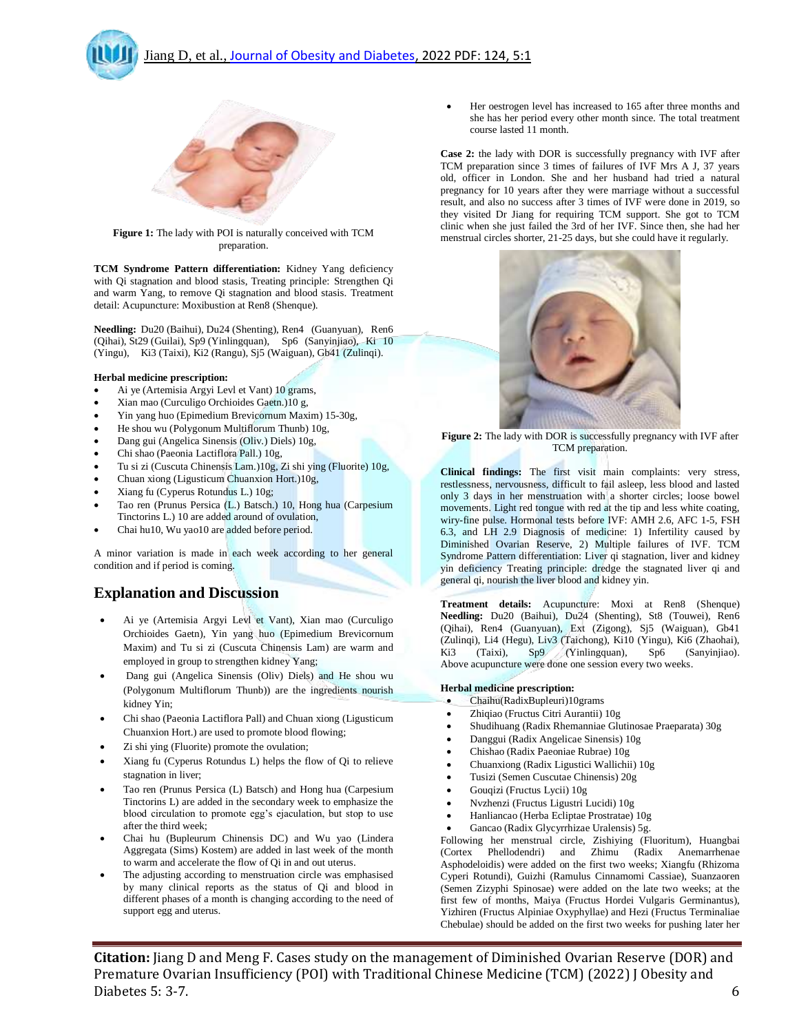Figure 1: The lady with POI is naturally conceived with TCM preparation.

**TCM Syndrome Pattern differentiation:** Kidney Yang deficiency with Qi stagnation and blood stasis, Treating principle: Strengthen Qi and warm Yang, to remove Qi stagnation and blood stasis. Treatment detail: Acupuncture: Moxibustion at Ren8 (Shenque).

**Needling:** Du20 (Baihui), Du24 (Shenting), Ren4 (Guanyuan), Ren6 (Qihai), St29 (Guilai), Sp9 (Yinlingquan), Sp6 (Sanyinjiao), Ki 10 (Yingu), Ki3 (Taixi), Ki2 (Rangu), Sj5 (Waiguan), Gb41 (Zulinqi).

**Herbal medicine prescription:**

- Ai ye (Artemisia Argyi Levl et Vant) 10 grams,
- Xian mao (Curculigo Orchioides Gaetn.)10 g,
- Yin yang huo (Epimedium Brevicornum Maxim) 15-30g,
- He shou wu (Polygonum Multiflorum Thunb) 10g,
- Dang gui (Angelica Sinensis (Oliv.) Diels) 10g,
- Chi shao (Paeonia Lactiflora Pall.) 10g,
- Tu si zi (Cuscuta Chinensis Lam.)10g, Zi shi ying (Fluorite) 10g,
- Chuan xiong (Ligusticum Chuanxion Hort.)10g,
- Xiang fu (Cyperus Rotundus L.) 10g;
- Tao ren (Prunus Persica (L.) Batsch.) 10, Hong hua (Carpesium Tinctorins L.) 10 are added around of ovulation,
- Chai hu10, Wu yao10 are added before period.

A minor variation is made in each week according to her general condition and if period is coming.

## Explanation and Discussion

- Ai ye (Artemisia Argyi Levl et Vant), Xian mao (Curculigo Orchioides Gaetn), Yin yang huo (Epimedium Brevicornum Maxim) and Tu si zi (Cuscuta Chinensis Lam) are warm and employed in group to strengthen kidney Yang;
- Dang gui (Angelica Sinensis (Oliv) Diels) and He shou wu (Polygonum Multiflorum Thunb)) are the ingredients nourish kidney Yin;
- Chi shao (Paeonia Lactiflora Pall) and Chuan xiong (Ligusticum Chuanxion Hort.) are used to promote blood flowing;
- Zi shi ying (Fluorite) promote the ovulation;
- Xiang fu (Cyperus Rotundus L) helps the flow of Qi to relieve stagnation in liver;
- Tao ren (Prunus Persica (L) Batsch) and Hong hua (Carpesium Tinctorins L) are added in the secondary week to emphasize the blood circulation to promote egg's ejaculation, but stop to use after the third week;
- Chai hu (Bupleurum Chinensis DC) and Wu yao (Lindera Aggregata (Sims) Kostem) are added in last week of the month to warm and accelerate the flow of Qi in and out uterus.
- The adjusting according to menstruation circle was emphasised by many clinical reports as the status of Qi and blood in different phases of a month is changing according to the need of support egg and uterus.

- Her oestrogen level has increased to 165 after three months and she has her period every other month since. The total treatment course lasted 11 month.

**Case 2:** the lady with DOR is successfully pregnancy with IVF after TCM preparation since 3 times of failures of IVF Mrs A J, 37 years old, officer in London. She and her husband had tried a natural pregnancy for 10 years after they were marriage without a successful result, and also no success after 3 times of IVF were done in 2019, so they visited Dr Jiang for requiring TCM support. She got to TCM clinic when she just failed the 3rd of her IVF. Since then, she had her menstrual circles shorter, 21-25 days, but she could have it regularly.

Figure 2: The lady with DOR is successfully pregnancy with IVF after TCM preparation.

**Clinical findings:** The first visit main complaints: very stress, restlessness, nervousness, difficult to fail asleep, less blood and lasted only 3 days in her menstruation with a shorter circles; loose bowel movements. Light red tongue with red at the tip and less white coating, wiry-fine pulse. Hormonal tests before IVF: AMH 2.6, AFC 1-5, FSH 6.3, and LH 2.9 Diagnosis of medicine: 1) Infertility caused by Diminished Ovarian Reserve, 2) Multiple failures of IVF. TCM Syndrome Pattern differentiation: Liver qi stagnation, liver and kidney yin deficiency Treating principle: dredge the stagnated liver qi and general qi, nourish the liver blood and kidney yin.

**Treatment details:** Acupuncture: Moxi at Ren8 (Shenque) **Needling:** Du20 (Baihui), Du24 (Shenting), St8 (Touwei), Ren6 (Qihai), Ren4 (Guanyuan), Ext (Zigong), Sj5 (Waiguan), Gb41 (Zulinqi), Li4 (Hegu), Liv3 (Taichong), Ki10 (Yingu), Ki6 (Zhaohai), Ki3 (Taixi), Sp9 (Yinlingquan), Sp6 (Sanyinjiao). Above acupuncture were done one session every two weeks.

**Herbal medicine prescription:**

- Chaihu(RadixBupleuri)10grams
- Zhiqiao (Fructus Citri Aurantii) 10g
- Shudihuang (Radix Rhemanniae Glutinosae Praeparata) 30g
- Danggui (Radix Angelicae Sinensis) 10g
- Chishao (Radix Paeoniae Rubrae) 10g
- Chuanxiong (Radix Ligustici Wallichii) 10g
- Tusizi (Semen Cuscutae Chinensis) 20g
- Gouqizi (Fructus Lycii) 10g
- Nvzhenzi (Fructus Ligustri Lucidi) 10g
- Hanliancao (Herba Ecliptae Prostratae) 10g
- Gancao (Radix Glycyrrhizae Uralensis) 5g.

Following her menstrual circle, Zishiying (Fluoritum), Huangbai (Cortex Phellodendri) and Zhimu (Radix Anemarrhenae Asphodeloidis) were added on the first two weeks; Xiangfu (Rhizoma Cyperi Rotundi), Guizhi (Ramulus Cinnamomi Cassiae), Suanzaoren (Semen Zizyphi Spinosae) were added on the late two weeks; at the first few of months, Maiya (Fructus Hordei Vulgaris Germinantus), Yizhiren (Fructus Alpiniae Oxyphyllae) and Hezi (Fructus Terminaliae Chebulae) should be added on the first two weeks for pushing later her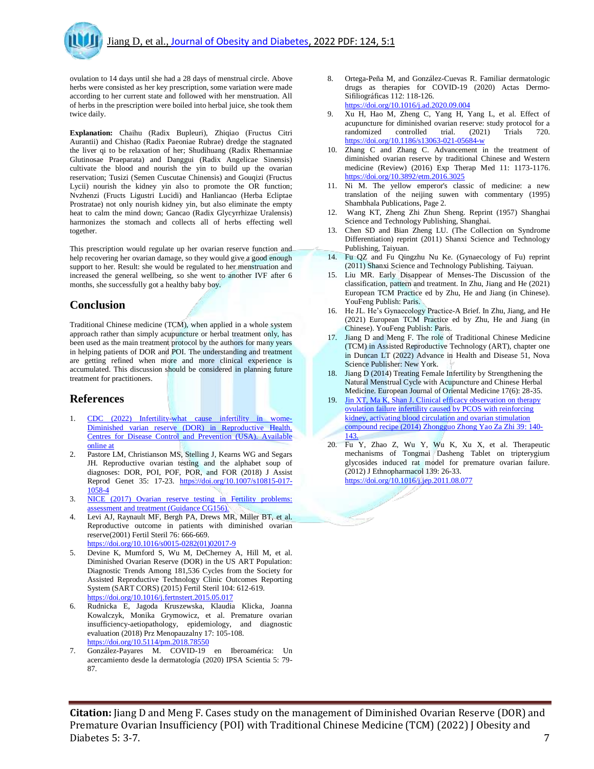ovulation to 14 days until she had a 28 days of menstrual circle. Above herbs were consisted as her key prescription, some variation were made according to her current state and followed with her menstruation. All of herbs in the prescription were boiled into herbal juice, she took them twice daily.

**Explanation:** Chaihu (Radix Bupleuri), Zhiqiao (Fructus Citri Aurantii) and Chishao (Radix Paeoniae Rubrae) dredge the stagnated the liver qi to be relaxation of her; Shudihuang (Radix Rhemanniae Glutinosae Praeparata) and Danggui (Radix Angelicae Sinensis) cultivate the blood and nourish the yin to build up the ovarian reservation; Tusizi (Semen Cuscutae Chinensis) and Gouqizi (Fructus Lycii) nourish the kidney yin also to promote the OR function; Nvzhenzi (Fructs Ligustri Lucidi) and Hanliancao (Herba Ecliptae Prostratae) not only nourish kidney yin, but also eliminate the empty heat to calm the mind down; Gancao (Radix Glycyrrhizae Uralensis) harmonizes the stomach and collects all of herbs effecting well together.

This prescription would regulate up her ovarian reserve function and help recovering her ovarian damage, so they would give a good enough support to her. Result: she would be regulated to her menstruation and increased the general wellbeing, so she went to another IVF after 6 months, she successfully got a healthy baby boy.

## Conclusion

Traditional Chinese medicine (TCM), when applied in a whole system approach rather than simply acupuncture or herbal treatment only, has been used as the main treatment protocol by the authors for many years in helping patients of DOR and POI. The understanding and treatment are getting refined when more and more clinical experience is accumulated. This discussion should be considered in planning future treatment for practitioners.

## References

1. CDC (2022) Infertility-what cause infertility in wome-Diminished varian reserve (DOR) in Reproductive Health, Centres for Disease Control and Prevention (USA). Available online at
2. Pastore LM, Christianson MS, Stelling J, Kearns WG and Segars JH. Reproductive ovarian testing and the alphabet soup of diagnoses: DOR, POI, POF, POR, and FOR (2018) J Assist Reprod Genet 35: 17-23. https://doi.org/10.1007/s10815-017-1058-4
3. NICE (2017) Ovarian reserve testing in Fertility problems: assessment and treatment (Guidance CG156).
4. Levi AJ, Raynault MF, Bergh PA, Drews MR, Miller BT, et al. Reproductive outcome in patients with diminished ovarian reserve(2001) Fertil Steril 76: 666-669. https://doi.org/10.1016/s0015-0282(01)02017-9
5. Devine K, Mumford S, Wu M, DeCherney A, Hill M, et al. Diminished Ovarian Reserve (DOR) in the US ART Population: Diagnostic Trends Among 181,536 Cycles from the Society for Assisted Reproductive Technology Clinic Outcomes Reporting System (SART CORS) (2015) Fertil Steril 104: 612-619. https://doi.org/10.1016/j.fertnstert.2015.05.017
6. Rudnicka E, Jagoda Kruszewska, Klaudia Klicka, Joanna Kowalczyk, Monika Grymowicz, et al. Premature ovarian insufficiency-aetiopathology, epidemiology, and diagnostic evaluation (2018) Prz Menopauzalny 17: 105-108. https://doi.org/10.5114/pm.2018.78550
7. González-Payares M. COVID-19 en Iberoamérica: Un acercamiento desde la dermatología (2020) IPSA Scientia 5: 79-87.
8. Ortega-Peña M, and González-Cuevas R. Familiar dermatologic drugs as therapies for COVID-19 (2020) Actas Dermo-Sifiliográficas 112: 118-126. https://doi.org/10.1016/j.ad.2020.09.004
9. Xu H, Hao M, Zheng C, Yang H, Yang L, et al. Effect of acupuncture for diminished ovarian reserve: study protocol for a randomized controlled trial. (2021) Trials 720. https://doi.org/10.1186/s13063-021-05684-w
10. Zhang C and Zhang C. Advancement in the treatment of diminished ovarian reserve by traditional Chinese and Western medicine (Review) (2016) Exp Therap Med 11: 1173-1176. https://doi.org/10.3892/etm.2016.3025
11. Ni M. The yellow emperor's classic of medicine: a new translation of the neijing suwen with commentary (1995) Shambhala Publications, Page 2.
12. Wang KT, Zheng Zhi Zhun Sheng. Reprint (1957) Shanghai Science and Technology Publishing, Shanghai.
13. Chen SD and Bian Zheng LU. (The Collection on Syndrome Differentiation) reprint (2011) Shanxi Science and Technology Publishing, Taiyuan.
14. Fu QZ and Fu Qingzhu Nu Ke. (Gynaecology of Fu) reprint (2011) Shanxi Science and Technology Publishing. Taiyuan.
15. Liu MR. Early Disappear of Menses-The Discussion of the classification, pattern and treatment. In Zhu, Jiang and He (2021) European TCM Practice ed by Zhu, He and Jiang (in Chinese). YouFeng Publish: Paris.
16. He JL. He's Gynaecology Practice-A Brief. In Zhu, Jiang, and He (2021) European TCM Practice ed by Zhu, He and Jiang (in Chinese). YouFeng Publish: Paris.
17. Jiang D and Meng F. The role of Traditional Chinese Medicine (TCM) in Assisted Reproductive Technology (ART), chapter one in Duncan LT (2022) Advance in Health and Disease 51, Nova Science Publisher: New York.
18. Jiang D (2014) Treating Female Infertility by Strengthening the Natural Menstrual Cycle with Acupuncture and Chinese Herbal Medicine. European Journal of Oriental Medicine 17(6): 28-35.
19. Jin XT, Ma K, Shan J. Clinical efficacy observation on therapy ovulation failure infertility caused by PCOS with reinforcing kidney, activating blood circulation and ovarian stimulation compound recipe (2014) Zhongguo Zhong Yao Za Zhi 39: 140-143.
20. Fu Y, Zhao Z, Wu Y, Wu K, Xu X, et al. Therapeutic mechanisms of Tongmai Dasheng Tablet on tripterygium glycosides induced rat model for premature ovarian failure. (2012) J Ethnopharmacol 139: 26-33. https://doi.org/10.1016/j.jep.2011.08.077